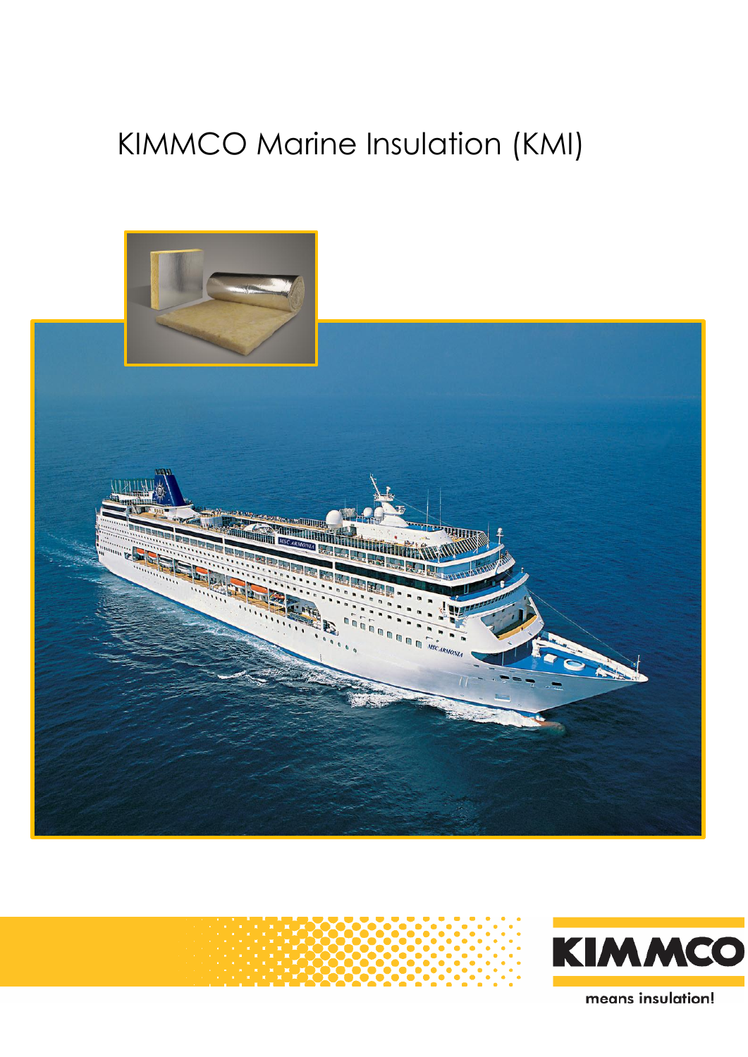# KIMMCO Marine Insulation (KMI)

KIMMCO

means insulation!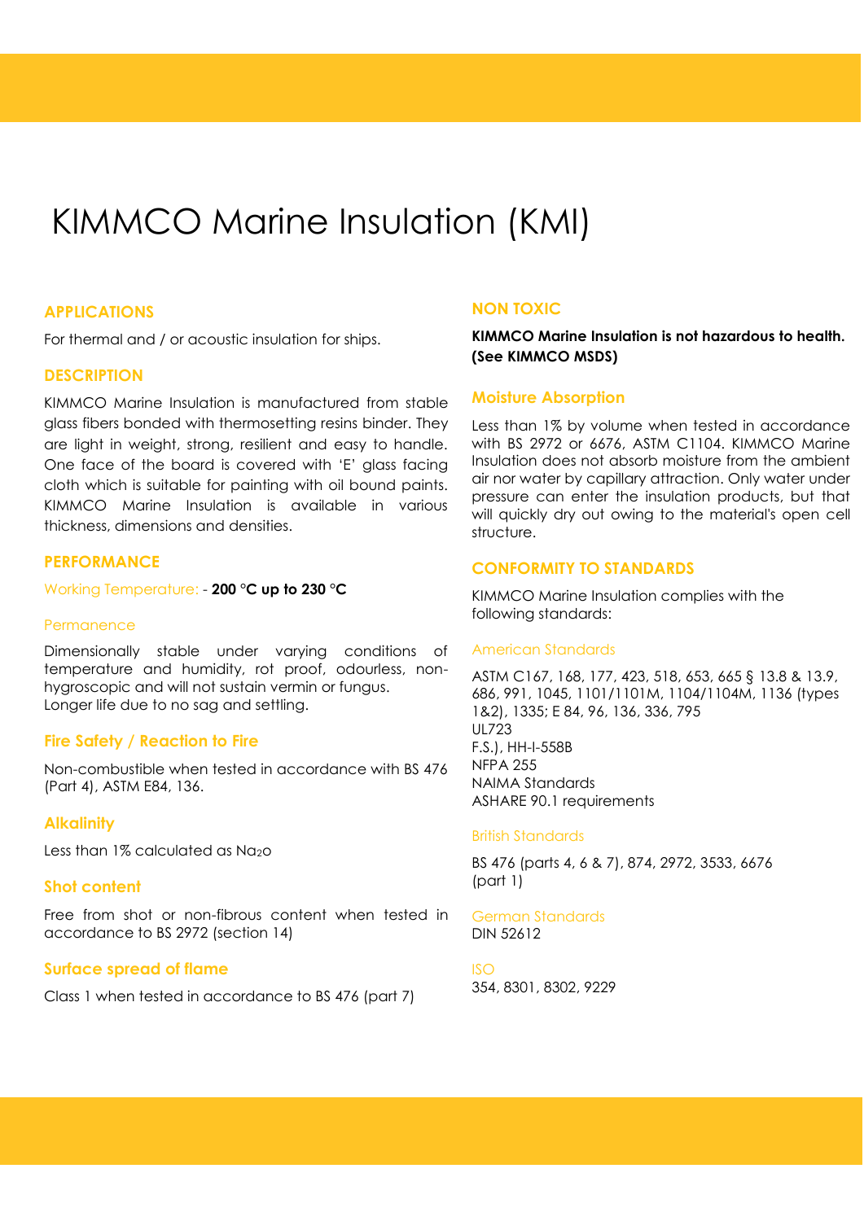# KIMMCO Marine Insulation (KMI)

## APPLICATIONS

For thermal and / or acoustic insulation for ships.

## DESCRIPTION

KIMMCO Marine Insulation is manufactured from stable glass fibers bonded with thermosetting resins binder. They are light in weight, strong, resilient and easy to handle. One face of the board is covered with 'E' glass facing cloth which is suitable for painting with oil bound paints. KIMMCO Marine Insulation is available in various thickness, dimensions and densities.

## PERFORMANCE

Working Temperature: **- 200 °C up to 230 °C**

### Permanence

Dimensionally stable under varying conditions of temperature and humidity, rot proof, odourless, non-hygroscopic and will not sustain vermin or fungus.
Longer life due to no sag and settling.

### Fire Safety / Reaction to Fire

Non-combustible when tested in accordance with BS 476 (Part 4), ASTM E84, 136.

### Alkalinity

Less than 1% calculated as $Na_2o$

### Shot content

Free from shot or non-fibrous content when tested in accordance to BS 2972 (section 14)

### Surface spread of flame

Class 1 when tested in accordance to BS 476 (part 7)

## NON TOXIC

**KIMMCO Marine Insulation is not hazardous to health. (See KIMMCO MSDS)**

## Moisture Absorption

Less than 1% by volume when tested in accordance with BS 2972 or 6676, ASTM C1104. KIMMCO Marine Insulation does not absorb moisture from the ambient air nor water by capillary attraction. Only water under pressure can enter the insulation products, but that will quickly dry out owing to the material's open cell structure.

## CONFORMITY TO STANDARDS

KIMMCO Marine Insulation complies with the following standards:

### American Standards

ASTM C167, 168, 177, 423, 518, 653, 665 § 13.8 & 13.9, 686, 991, 1045, 1101/1101M, 1104/1104M, 1136 (types 1&2), 1335; E 84, 96, 136, 336, 795
UL723
F.S.), HH-I-558B
NFPA 255
NAIMA Standards
ASHARE 90.1 requirements

### British Standards

BS 476 (parts 4, 6 & 7), 874, 2972, 3533, 6676 (part 1)

### German Standards

DIN 52612

### ISO

354, 8301, 8302, 9229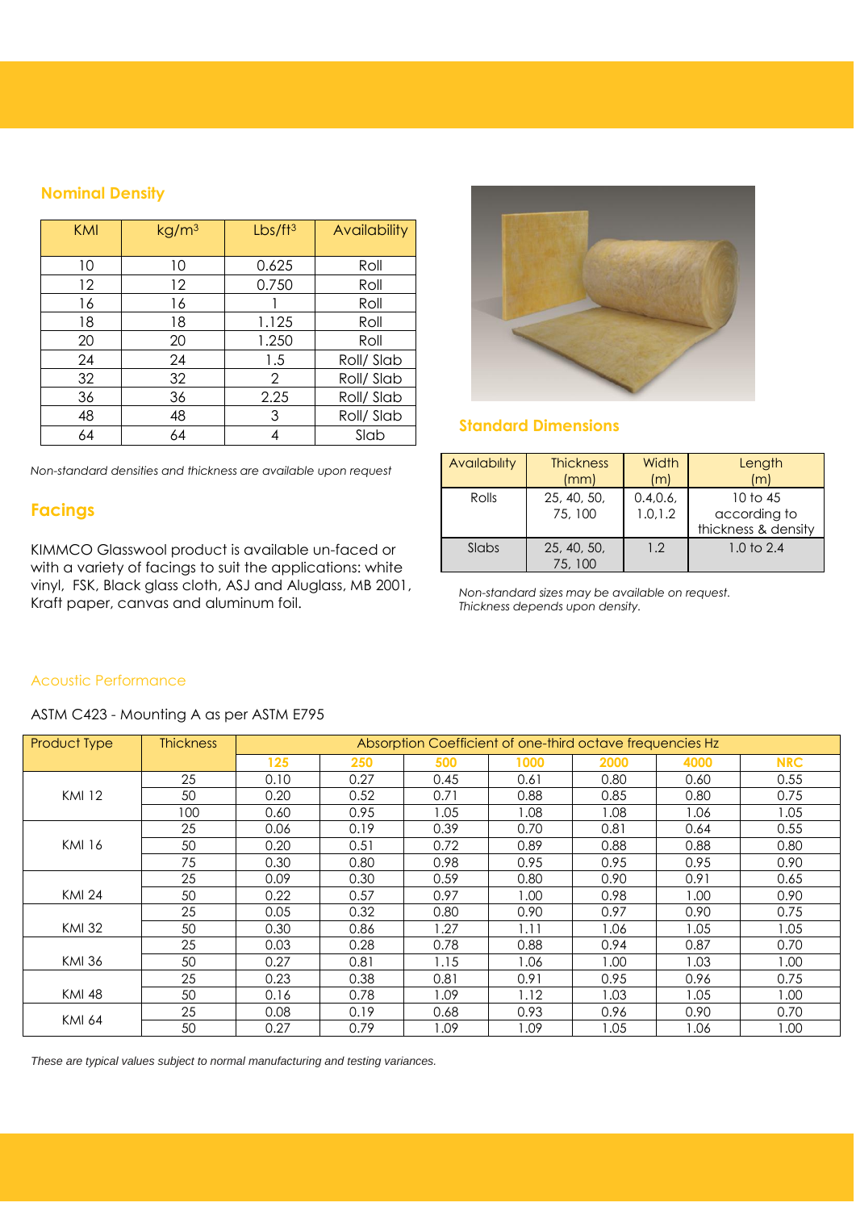## Nominal Density

| KMI | kg/m³ | Lbs/ft³ | Availability |
|---|---|---|---|
| 10 | 10 | 0.625 | Roll |
| 12 | 12 | 0.750 | Roll |
| 16 | 16 | 1 | Roll |
| 18 | 18 | 1.125 | Roll |
| 20 | 20 | 1.250 | Roll |
| 24 | 24 | 1.5 | Roll/ Slab |
| 32 | 32 | 2 | Roll/ Slab |
| 36 | 36 | 2.25 | Roll/ Slab |
| 48 | 48 | 3 | Roll/ Slab |
| 64 | 64 | 4 | Slab |

*Non-standard densities and thickness are available upon request*

## Facings

KIMMCO Glasswool product is available un-faced or with a variety of facings to suit the applications: white vinyl, FSK, Black glass cloth, ASJ and Aluglass, MB 2001, Kraft paper, canvas and aluminum foil.

## Standard Dimensions

| Availability | Thickness (mm) | Width (m) | Length (m) |
|---|---|---|---|
| Rolls | 25, 40, 50, 75, 100 | 0.4,0.6, 1.0,1.2 | 10 to 45 according to thickness & density |
| Slabs | 25, 40, 50, 75, 100 | 1.2 | 1.0 to 2.4 |

*Non-standard sizes may be available on request.*
*Thickness depends upon density.*

## Acoustic Performance

ASTM C423 - Mounting A as per ASTM E795

| Product Type | Thickness | Absorption Coefficient of one-third octave frequencies Hz | | | | | | |
|---|---|---|---|---|---|---|---|---|
| | | 125 | 250 | 500 | 1000 | 2000 | 4000 | NRC |
| KMI 12 | 25 | 0.10 | 0.27 | 0.45 | 0.61 | 0.80 | 0.60 | 0.55 |
| | 50 | 0.20 | 0.52 | 0.71 | 0.88 | 0.85 | 0.80 | 0.75 |
| | 100 | 0.60 | 0.95 | 1.05 | 1.08 | 1.08 | 1.06 | 1.05 |
| KMI 16 | 25 | 0.06 | 0.19 | 0.39 | 0.70 | 0.81 | 0.64 | 0.55 |
| | 50 | 0.20 | 0.51 | 0.72 | 0.89 | 0.88 | 0.88 | 0.80 |
| | 75 | 0.30 | 0.80 | 0.98 | 0.95 | 0.95 | 0.95 | 0.90 |
| KMI 24 | 25 | 0.09 | 0.30 | 0.59 | 0.80 | 0.90 | 0.91 | 0.65 |
| | 50 | 0.22 | 0.57 | 0.97 | 1.00 | 0.98 | 1.00 | 0.90 |
| KMI 32 | 25 | 0.05 | 0.32 | 0.80 | 0.90 | 0.97 | 0.90 | 0.75 |
| | 50 | 0.30 | 0.86 | 1.27 | 1.11 | 1.06 | 1.05 | 1.05 |
| KMI 36 | 25 | 0.03 | 0.28 | 0.78 | 0.88 | 0.94 | 0.87 | 0.70 |
| | 50 | 0.27 | 0.81 | 1.15 | 1.06 | 1.00 | 1.03 | 1.00 |
| KMI 48 | 25 | 0.23 | 0.38 | 0.81 | 0.91 | 0.95 | 0.96 | 0.75 |
| | 50 | 0.16 | 0.78 | 1.09 | 1.12 | 1.03 | 1.05 | 1.00 |
| KMI 64 | 25 | 0.08 | 0.19 | 0.68 | 0.93 | 0.96 | 0.90 | 0.70 |
| | 50 | 0.27 | 0.79 | 1.09 | 1.09 | 1.05 | 1.06 | 1.00 |

*These are typical values subject to normal manufacturing and testing variances.*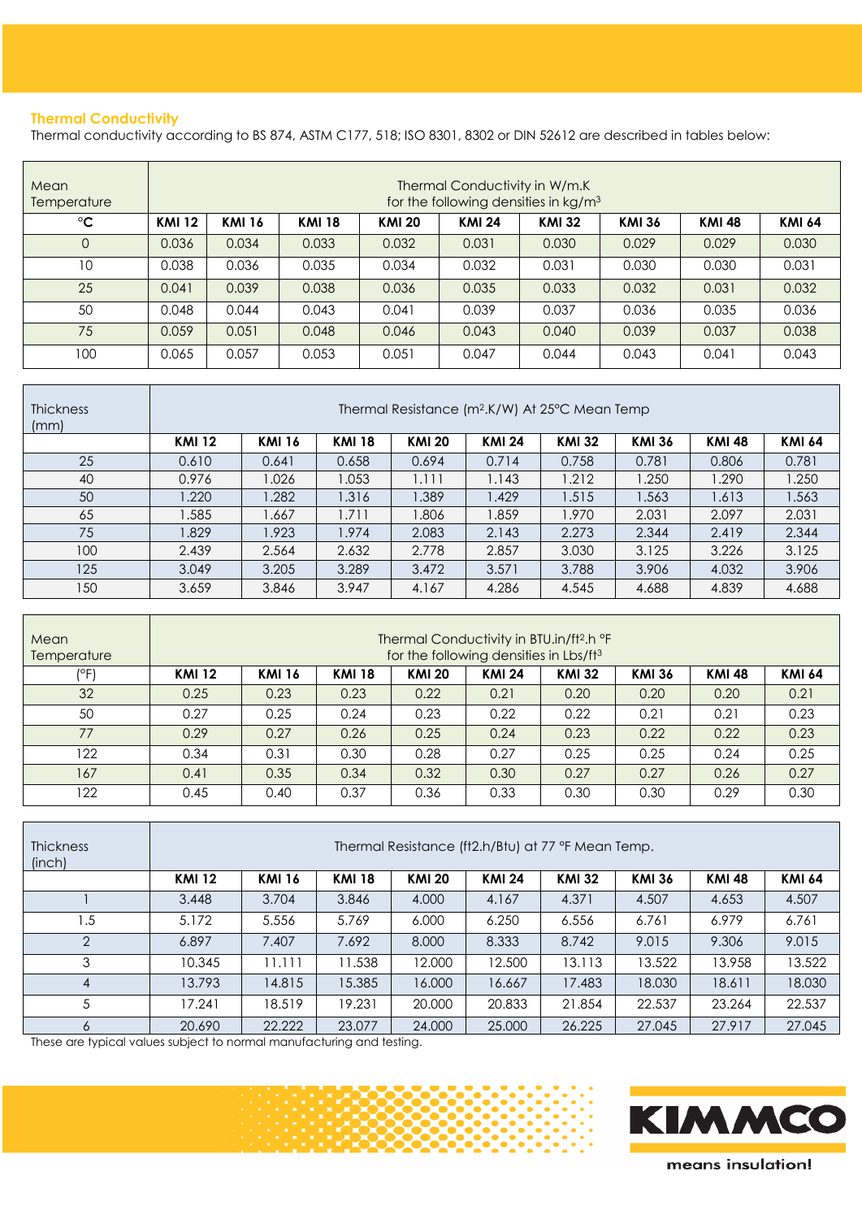## Thermal Conductivity

Thermal conductivity according to BS 874, ASTM C177, 518; ISO 8301, 8302 or DIN 52612 are described in tables below:

| Mean Temperature | Thermal Conductivity in W/m.K for the following densities in kg/m³ | | | | | | | | |
|---|---|---|---|---|---|---|---|---|---|
| °C | KMI 12 | KMI 16 | KMI 18 | KMI 20 | KMI 24 | KMI 32 | KMI 36 | KMI 48 | KMI 64 |
| 0 | 0.036 | 0.034 | 0.033 | 0.032 | 0.031 | 0.030 | 0.029 | 0.029 | 0.030 |
| 10 | 0.038 | 0.036 | 0.035 | 0.034 | 0.032 | 0.031 | 0.030 | 0.030 | 0.031 |
| 25 | 0.041 | 0.039 | 0.038 | 0.036 | 0.035 | 0.033 | 0.032 | 0.031 | 0.032 |
| 50 | 0.048 | 0.044 | 0.043 | 0.041 | 0.039 | 0.037 | 0.036 | 0.035 | 0.036 |
| 75 | 0.059 | 0.051 | 0.048 | 0.046 | 0.043 | 0.040 | 0.039 | 0.037 | 0.038 |
| 100 | 0.065 | 0.057 | 0.053 | 0.051 | 0.047 | 0.044 | 0.043 | 0.041 | 0.043 |

| Thickness (mm) | Thermal Resistance (m².K/W) At 25°C Mean Temp | | | | | | | | |
|---|---|---|---|---|---|---|---|---|---|
| | KMI 12 | KMI 16 | KMI 18 | KMI 20 | KMI 24 | KMI 32 | KMI 36 | KMI 48 | KMI 64 |
| 25 | 0.610 | 0.641 | 0.658 | 0.694 | 0.714 | 0.758 | 0.781 | 0.806 | 0.781 |
| 40 | 0.976 | 1.026 | 1.053 | 1.111 | 1.143 | 1.212 | 1.250 | 1.290 | 1.250 |
| 50 | 1.220 | 1.282 | 1.316 | 1.389 | 1.429 | 1.515 | 1.563 | 1.613 | 1.563 |
| 65 | 1.585 | 1.667 | 1.711 | 1.806 | 1.859 | 1.970 | 2.031 | 2.097 | 2.031 |
| 75 | 1.829 | 1.923 | 1.974 | 2.083 | 2.143 | 2.273 | 2.344 | 2.419 | 2.344 |
| 100 | 2.439 | 2.564 | 2.632 | 2.778 | 2.857 | 3.030 | 3.125 | 3.226 | 3.125 |
| 125 | 3.049 | 3.205 | 3.289 | 3.472 | 3.571 | 3.788 | 3.906 | 4.032 | 3.906 |
| 150 | 3.659 | 3.846 | 3.947 | 4.167 | 4.286 | 4.545 | 4.688 | 4.839 | 4.688 |

| Mean Temperature | Thermal Conductivity in BTU.in/ft².h °F for the following densities in Lbs/ft³ | | | | | | | | |
|---|---|---|---|---|---|---|---|---|---|
| (°F) | KMI 12 | KMI 16 | KMI 18 | KMI 20 | KMI 24 | KMI 32 | KMI 36 | KMI 48 | KMI 64 |
| 32 | 0.25 | 0.23 | 0.23 | 0.22 | 0.21 | 0.20 | 0.20 | 0.20 | 0.21 |
| 50 | 0.27 | 0.25 | 0.24 | 0.23 | 0.22 | 0.22 | 0.21 | 0.21 | 0.23 |
| 77 | 0.29 | 0.27 | 0.26 | 0.25 | 0.24 | 0.23 | 0.22 | 0.22 | 0.23 |
| 122 | 0.34 | 0.31 | 0.30 | 0.28 | 0.27 | 0.25 | 0.25 | 0.24 | 0.25 |
| 167 | 0.41 | 0.35 | 0.34 | 0.32 | 0.30 | 0.27 | 0.27 | 0.26 | 0.27 |
| 122 | 0.45 | 0.40 | 0.37 | 0.36 | 0.33 | 0.30 | 0.30 | 0.29 | 0.30 |

| Thickness (inch) | Thermal Resistance (ft2.h/Btu) at 77 °F Mean Temp. | | | | | | | | |
|---|---|---|---|---|---|---|---|---|---|
| | KMI 12 | KMI 16 | KMI 18 | KMI 20 | KMI 24 | KMI 32 | KMI 36 | KMI 48 | KMI 64 |
| 1 | 3.448 | 3.704 | 3.846 | 4.000 | 4.167 | 4.371 | 4.507 | 4.653 | 4.507 |
| 1.5 | 5.172 | 5.556 | 5.769 | 6.000 | 6.250 | 6.556 | 6.761 | 6.979 | 6.761 |
| 2 | 6.897 | 7.407 | 7.692 | 8.000 | 8.333 | 8.742 | 9.015 | 9.306 | 9.015 |
| 3 | 10.345 | 11.111 | 11.538 | 12.000 | 12.500 | 13.113 | 13.522 | 13.958 | 13.522 |
| 4 | 13.793 | 14.815 | 15.385 | 16.000 | 16.667 | 17.483 | 18.030 | 18.611 | 18.030 |
| 5 | 17.241 | 18.519 | 19.231 | 20.000 | 20.833 | 21.854 | 22.537 | 23.264 | 22.537 |
| 6 | 20.690 | 22.222 | 23.077 | 24.000 | 25.000 | 26.225 | 27.045 | 27.917 | 27.045 |

These are typical values subject to normal manufacturing and testing.

KIMMCO

means insulation!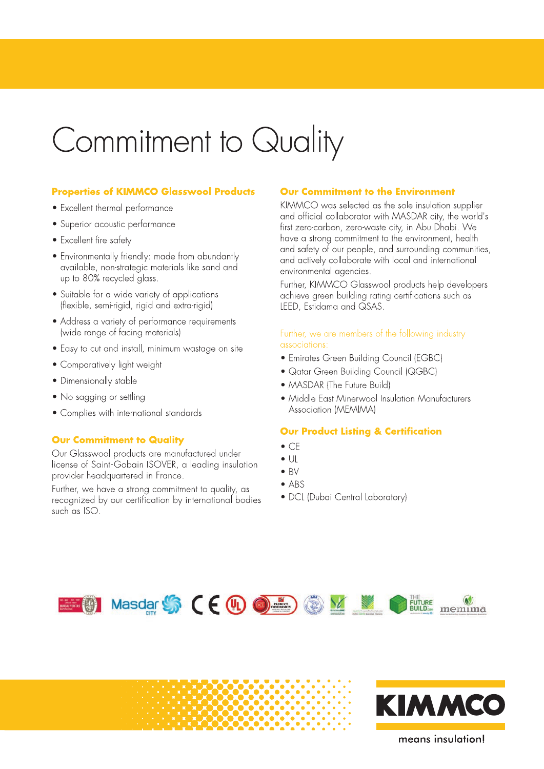# Commitment to Quality

## Properties of KIMMCO Glasswool Products

- Excellent thermal performance
- Superior acoustic performance
- Excellent fire safety
- Environmentally friendly: made from abundantly available, non-strategic materials like sand and up to 80% recycled glass.
- Suitable for a wide variety of applications (flexible, semi-rigid, rigid and extra-rigid)
- Address a variety of performance requirements (wide range of facing materials)
- Easy to cut and install, minimum wastage on site
- Comparatively light weight
- Dimensionally stable
- No sagging or settling
- Complies with international standards

## Our Commitment to Quality

Our Glasswool products are manufactured under license of Saint-Gobain ISOVER, a leading insulation provider headquartered in France.

Further, we have a strong commitment to quality, as recognized by our certification by international bodies such as ISO.

## Our Commitment to the Environment

KIMMCO was selected as the sole insulation supplier and official collaborator with MASDAR city, the world's first zero-carbon, zero-waste city, in Abu Dhabi. We have a strong commitment to the environment, health and safety of our people, and surrounding communities, and actively collaborate with local and international environmental agencies.

Further, KIMMCO Glasswool products help developers achieve green building rating certifications such as LEED, Estidama and QSAS.

Further, we are members of the following industry associations:

- Emirates Green Building Council (EGBC)
- Qatar Green Building Council (QGBC)
- MASDAR (The Future Build)
- Middle East Minerwool Insulation Manufacturers Association (MEMIMA)

## Our Product Listing & Certification

- CE
- UL
- BV
- ABS
- DCL (Dubai Central Laboratory)

KIMMCO

means insulation!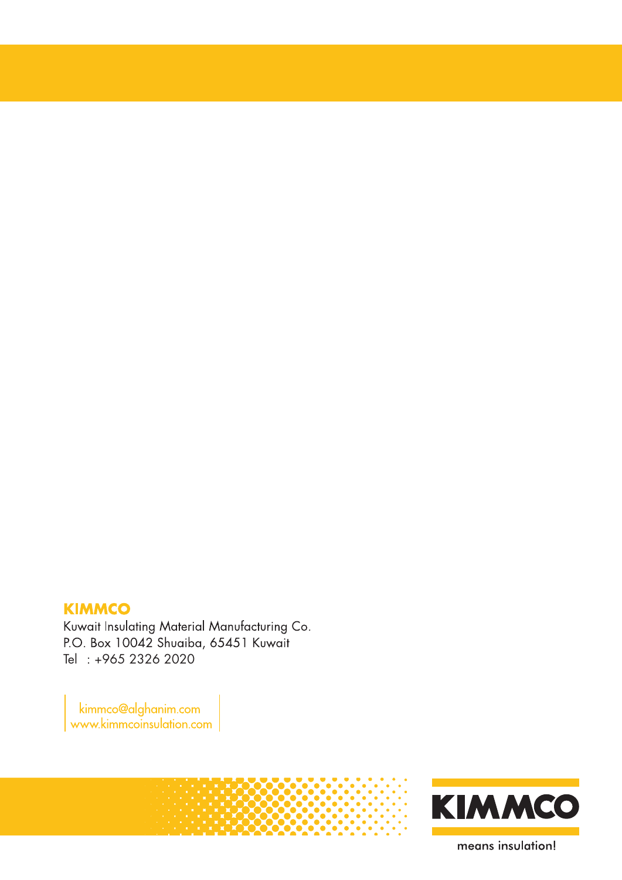**KIMMCO**

Kuwait Insulating Material Manufacturing Co.
P.O. Box 10042 Shuaiba, 65451 Kuwait
Tel : +965 2326 2020

kimmco@alghanim.com
www.kimmcoinsulation.com

KIMMCO

means insulation!